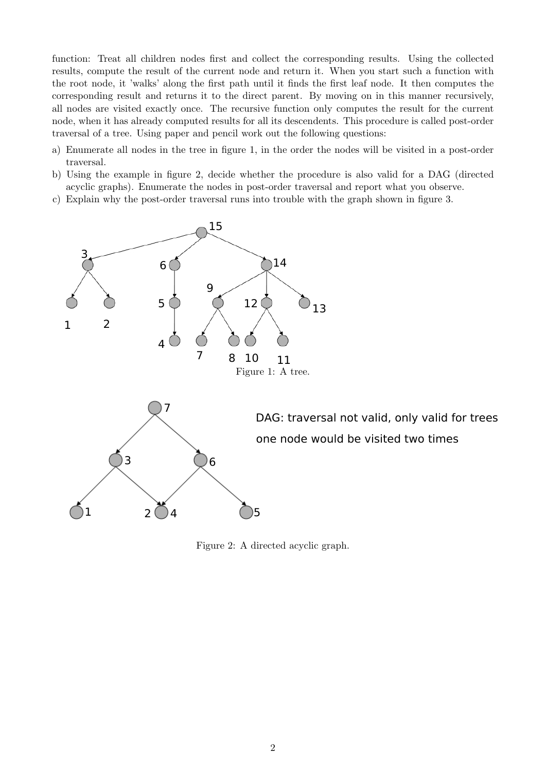function: Treat all children nodes first and collect the corresponding results. Using the collected results, compute the result of the current node and return it. When you start such a function with the root node, it 'walks' along the first path until it finds the first leaf node. It then computes the corresponding result and returns it to the direct parent. By moving on in this manner recursively, all nodes are visited exactly once. The recursive function only computes the result for the current node, when it has already computed results for all its descendents. This procedure is called post-order traversal of a tree. Using paper and pencil work out the following questions:

a) Enumerate all nodes in the tree in figure 1, in the order the nodes will be visited in a post-order traversal.
b) Using the example in figure 2, decide whether the procedure is also valid for a DAG (directed acyclic graphs). Enumerate the nodes in post-order traversal and report what you observe.
c) Explain why the post-order traversal runs into trouble with the graph shown in figure 3.

Figure 1: A tree.

DAG: traversal not valid, only valid for trees

one node would be visited two times

Figure 2: A directed acyclic graph.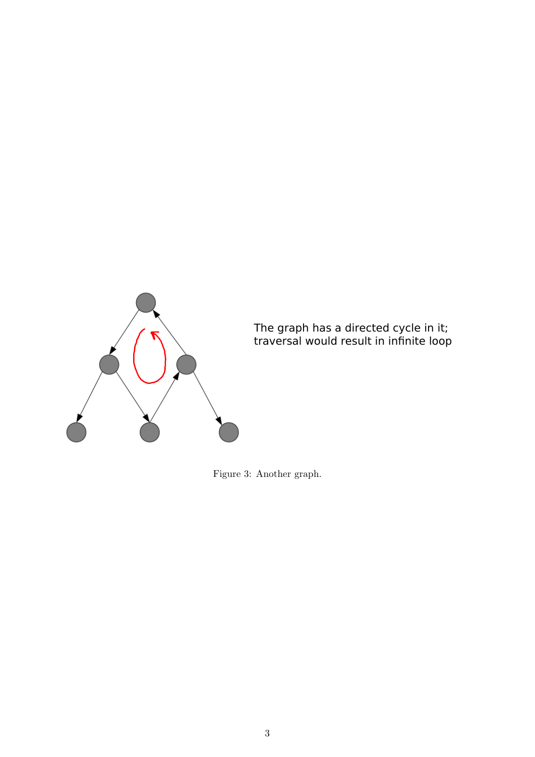The graph has a directed cycle in it;
traversal would result in infinite loop

Figure 3: Another graph.